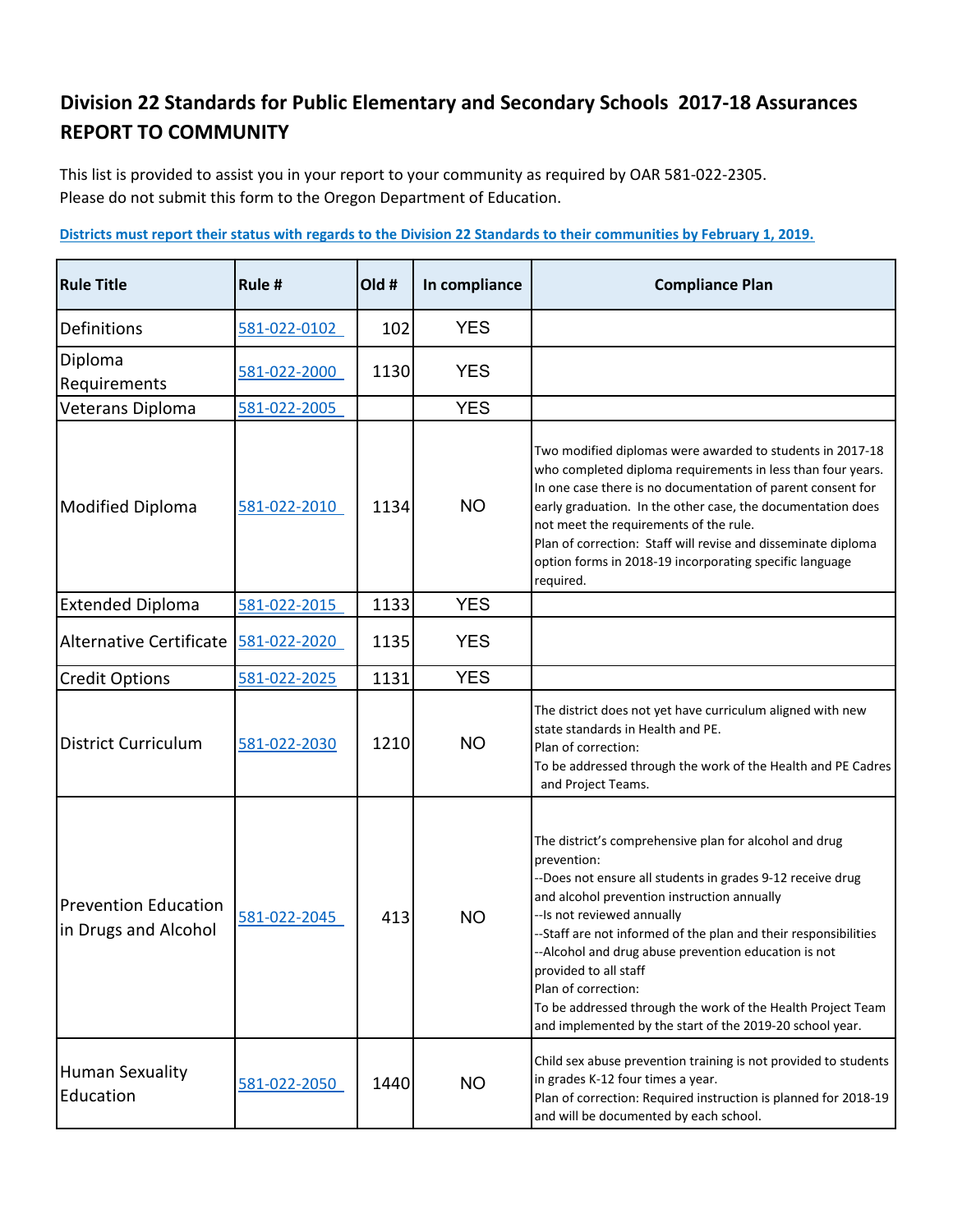# Division 22 Standards for Public Elementary and Secondary Schools 2017-18 Assurances REPORT TO COMMUNITY

This list is provided to assist you in your report to your community as required by OAR 581-022-2305.
Please do not submit this form to the Oregon Department of Education.

**Districts must report their status with regards to the Division 22 Standards to their communities by February 1, 2019.**

| Rule Title | Rule # | Old # | In compliance | Compliance Plan |
|---|---|---|---|---|
| Definitions | 581-022-0102 | 102 | YES | |
| Diploma Requirements | 581-022-2000 | 1130 | YES | |
| Veterans Diploma | 581-022-2005 | | YES | |
| Modified Diploma | 581-022-2010 | 1134 | NO | Two modified diplomas were awarded to students in 2017-18 who completed diploma requirements in less than four years. In one case there is no documentation of parent consent for early graduation. In the other case, the documentation does not meet the requirements of the rule.<br>Plan of correction: Staff will revise and disseminate diploma option forms in 2018-19 incorporating specific language required. |
| Extended Diploma | 581-022-2015 | 1133 | YES | |
| Alternative Certificate | 581-022-2020 | 1135 | YES | |
| Credit Options | 581-022-2025 | 1131 | YES | |
| District Curriculum | 581-022-2030 | 1210 | NO | The district does not yet have curriculum aligned with new state standards in Health and PE.<br>Plan of correction:<br>To be addressed through the work of the Health and PE Cadres and Project Teams. |
| Prevention Education in Drugs and Alcohol | 581-022-2045 | 413 | NO | The district's comprehensive plan for alcohol and drug prevention:<br>--Does not ensure all students in grades 9-12 receive drug and alcohol prevention instruction annually<br>--Is not reviewed annually<br>--Staff are not informed of the plan and their responsibilities<br>--Alcohol and drug abuse prevention education is not provided to all staff<br>Plan of correction:<br>To be addressed through the work of the Health Project Team and implemented by the start of the 2019-20 school year. |
| Human Sexuality Education | 581-022-2050 | 1440 | NO | Child sex abuse prevention training is not provided to students in grades K-12 four times a year.<br>Plan of correction: Required instruction is planned for 2018-19 and will be documented by each school. |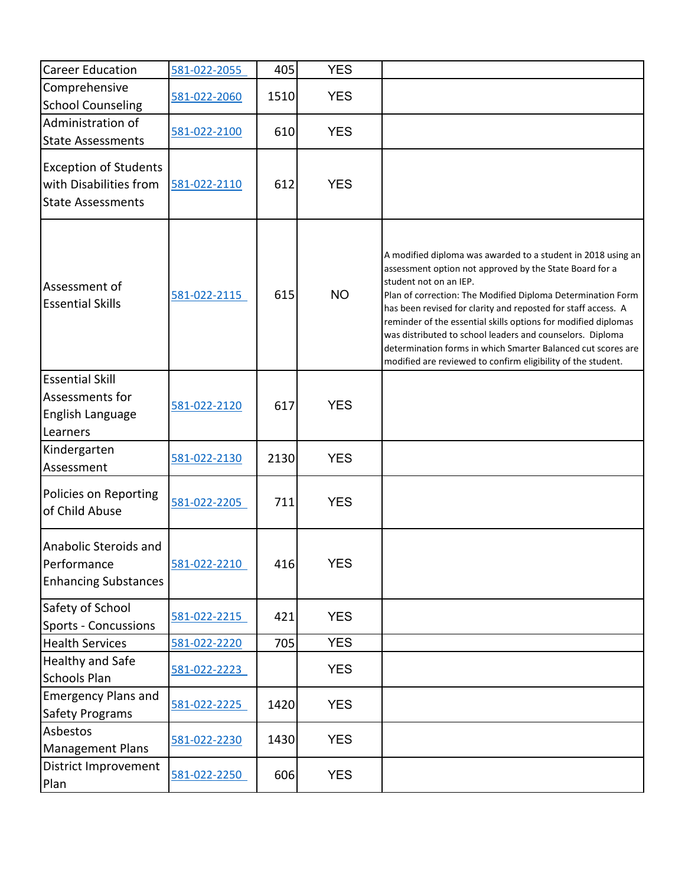| | | | | |
|---|---|---|---|---|
| Career Education | 581-022-2055 | 405 | YES | |
| Comprehensive School Counseling | 581-022-2060 | 1510 | YES | |
| Administration of State Assessments | 581-022-2100 | 610 | YES | |
| Exception of Students with Disabilities from State Assessments | 581-022-2110 | 612 | YES | |
| Assessment of Essential Skills | 581-022-2115 | 615 | NO | A modified diploma was awarded to a student in 2018 using an assessment option not approved by the State Board for a student not on an IEP.<br>Plan of correction: The Modified Diploma Determination Form has been revised for clarity and reposted for staff access. A reminder of the essential skills options for modified diplomas was distributed to school leaders and counselors. Diploma determination forms in which Smarter Balanced cut scores are modified are reviewed to confirm eligibility of the student. |
| Essential Skill Assessments for English Language Learners | 581-022-2120 | 617 | YES | |
| Kindergarten Assessment | 581-022-2130 | 2130 | YES | |
| Policies on Reporting of Child Abuse | 581-022-2205 | 711 | YES | |
| Anabolic Steroids and Performance Enhancing Substances | 581-022-2210 | 416 | YES | |
| Safety of School Sports - Concussions | 581-022-2215 | 421 | YES | |
| Health Services | 581-022-2220 | 705 | YES | |
| Healthy and Safe Schools Plan | 581-022-2223 | | YES | |
| Emergency Plans and Safety Programs | 581-022-2225 | 1420 | YES | |
| Asbestos Management Plans | 581-022-2230 | 1430 | YES | |
| District Improvement Plan | 581-022-2250 | 606 | YES | |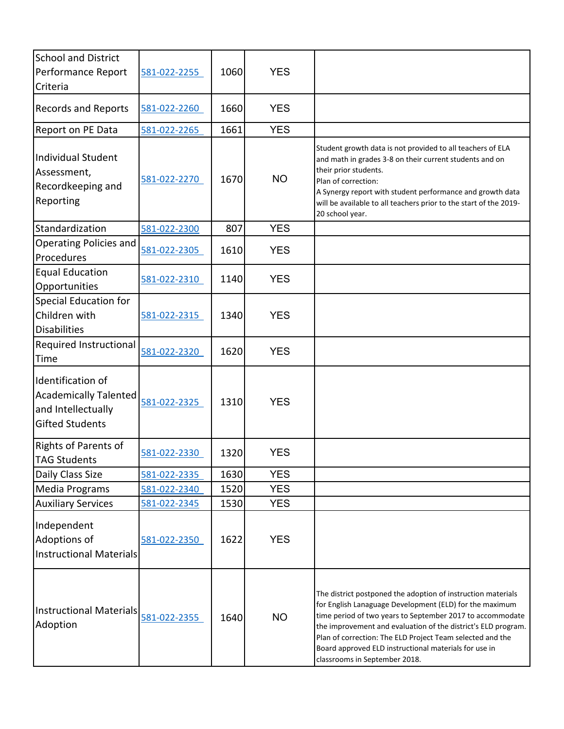| | | | | |
|---|---|---|---|---|
| School and District Performance Report Criteria | 581-022-2255 | 1060 | YES | |
| Records and Reports | 581-022-2260 | 1660 | YES | |
| Report on PE Data | 581-022-2265 | 1661 | YES | |
| Individual Student Assessment, Recordkeeping and Reporting | 581-022-2270 | 1670 | NO | Student growth data is not provided to all teachers of ELA and math in grades 3-8 on their current students and on their prior students.<br>Plan of correction:<br>A Synergy report with student performance and growth data will be available to all teachers prior to the start of the 2019-20 school year. |
| Standardization | 581-022-2300 | 807 | YES | |
| Operating Policies and Procedures | 581-022-2305 | 1610 | YES | |
| Equal Education Opportunities | 581-022-2310 | 1140 | YES | |
| Special Education for Children with Disabilities | 581-022-2315 | 1340 | YES | |
| Required Instructional Time | 581-022-2320 | 1620 | YES | |
| Identification of Academically Talented and Intellectually Gifted Students | 581-022-2325 | 1310 | YES | |
| Rights of Parents of TAG Students | 581-022-2330 | 1320 | YES | |
| Daily Class Size | 581-022-2335 | 1630 | YES | |
| Media Programs | 581-022-2340 | 1520 | YES | |
| Auxiliary Services | 581-022-2345 | 1530 | YES | |
| Independent Adoptions of Instructional Materials | 581-022-2350 | 1622 | YES | |
| Instructional Materials Adoption | 581-022-2355 | 1640 | NO | The district postponed the adoption of instruction materials for English Lanaguage Development (ELD) for the maximum time period of two years to September 2017 to accommodate the improvement and evaluation of the district's ELD program.<br>Plan of correction: The ELD Project Team selected and the Board approved ELD instructional materials for use in classrooms in September 2018. |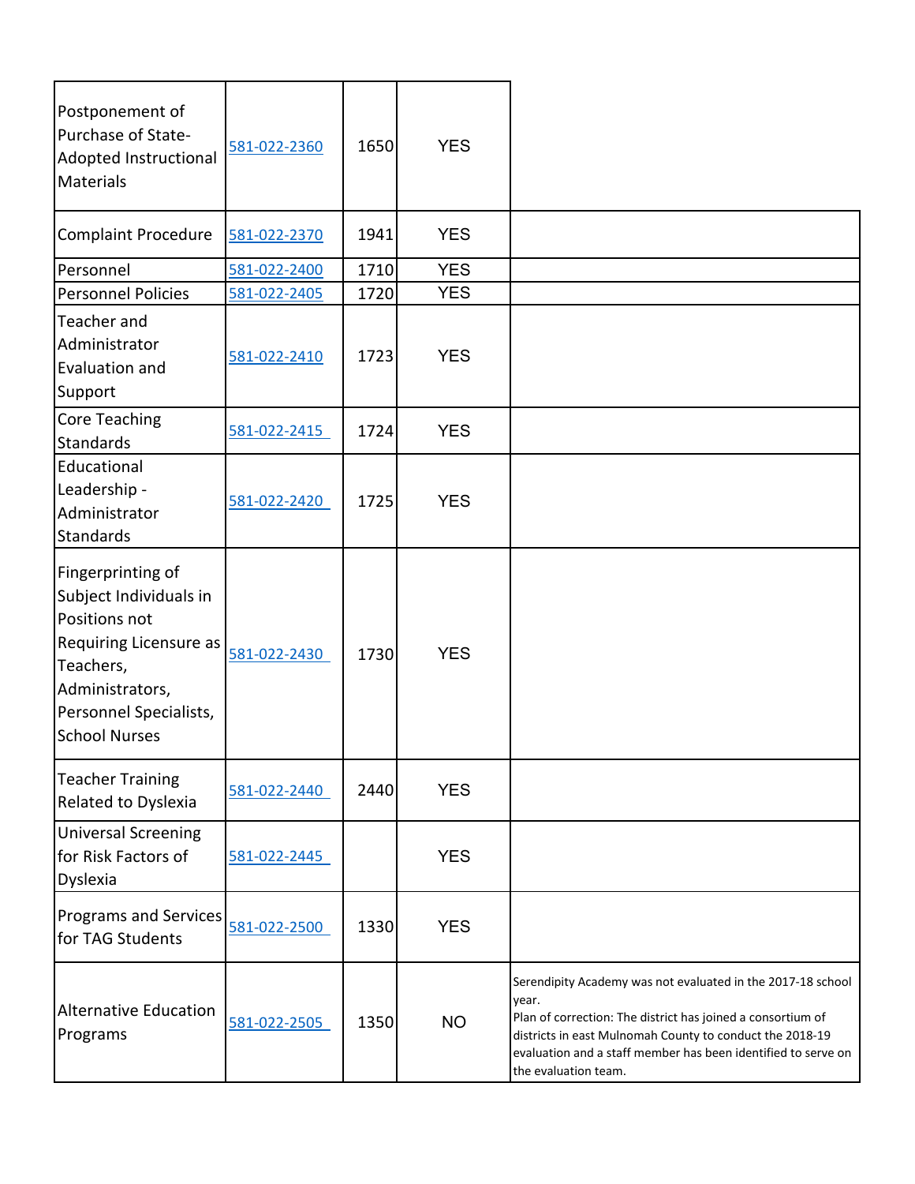| | | | | |
|---|---|---|---|---|
| Postponement of Purchase of State-Adopted Instructional Materials | 581-022-2360 | 1650 | YES | |
| Complaint Procedure | 581-022-2370 | 1941 | YES | |
| Personnel | 581-022-2400 | 1710 | YES | |
| Personnel Policies | 581-022-2405 | 1720 | YES | |
| Teacher and Administrator Evaluation and Support | 581-022-2410 | 1723 | YES | |
| Core Teaching Standards | 581-022-2415 | 1724 | YES | |
| Educational Leadership - Administrator Standards | 581-022-2420 | 1725 | YES | |
| Fingerprinting of Subject Individuals in Positions not Requiring Licensure as Teachers, Administrators, Personnel Specialists, School Nurses | 581-022-2430 | 1730 | YES | |
| Teacher Training Related to Dyslexia | 581-022-2440 | 2440 | YES | |
| Universal Screening for Risk Factors of Dyslexia | 581-022-2445 | | YES | |
| Programs and Services for TAG Students | 581-022-2500 | 1330 | YES | |
| Alternative Education Programs | 581-022-2505 | 1350 | NO | Serendipity Academy was not evaluated in the 2017-18 school year.<br>Plan of correction: The district has joined a consortium of districts in east Mulnomah County to conduct the 2018-19 evaluation and a staff member has been identified to serve on the evaluation team. |